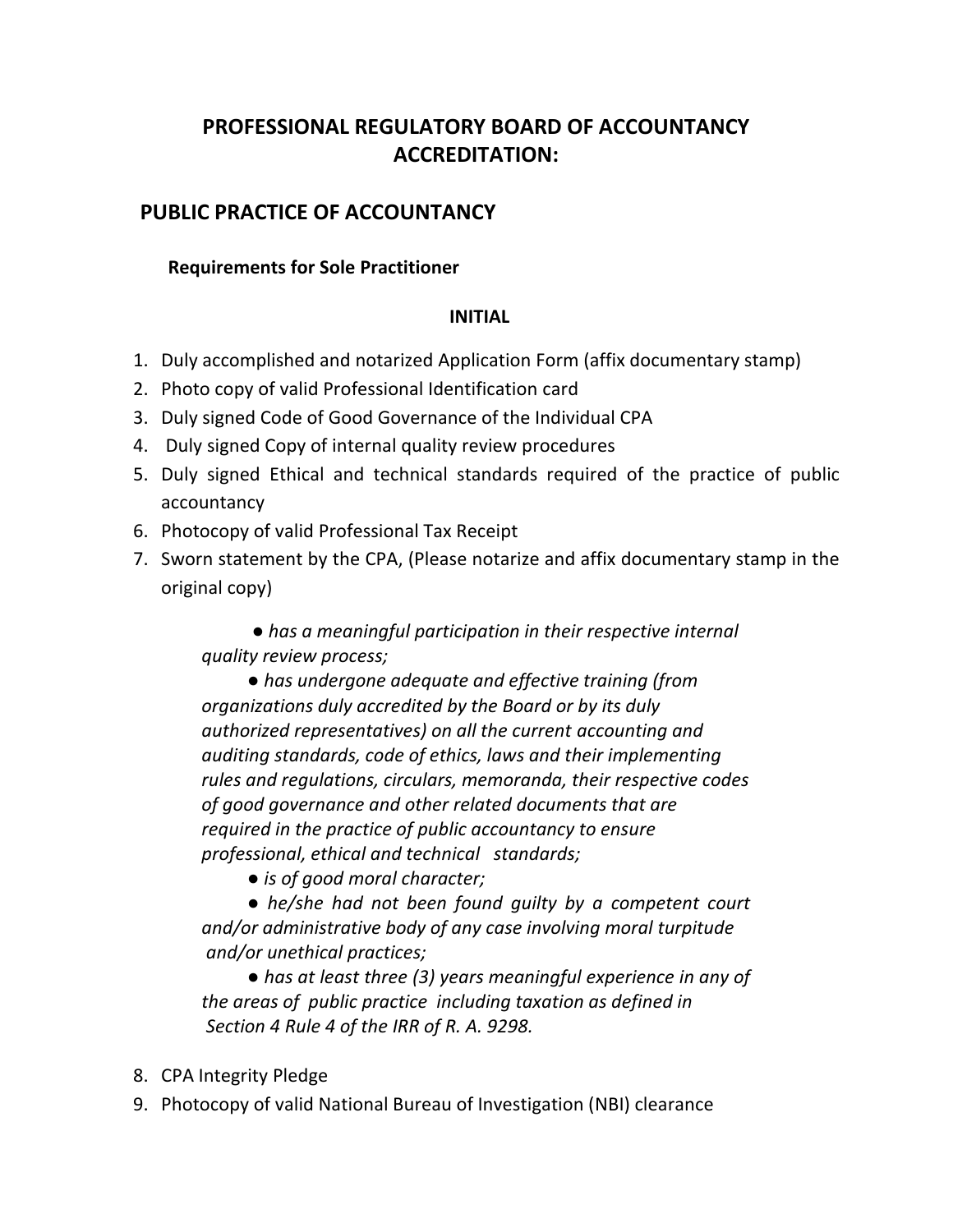# PROFESSIONAL REGULATORY BOARD OF ACCOUNTANCY ACCREDITATION:

## PUBLIC PRACTICE OF ACCOUNTANCY

### Requirements for Sole Practitioner

**INITIAL**

1. Duly accomplished and notarized Application Form (affix documentary stamp)
2. Photo copy of valid Professional Identification card
3. Duly signed Code of Good Governance of the Individual CPA
4. Duly signed Copy of internal quality review procedures
5. Duly signed Ethical and technical standards required of the practice of public accountancy
6. Photocopy of valid Professional Tax Receipt
7. Sworn statement by the CPA, (Please notarize and affix documentary stamp in the original copy)

   - *has a meaningful participation in their respective internal quality review process;*
   - *has undergone adequate and effective training (from organizations duly accredited by the Board or by its duly authorized representatives) on all the current accounting and auditing standards, code of ethics, laws and their implementing rules and regulations, circulars, memoranda, their respective codes of good governance and other related documents that are required in the practice of public accountancy to ensure professional, ethical and technical standards;*
   - *is of good moral character;*
   - *he/she had not been found guilty by a competent court and/or administrative body of any case involving moral turpitude and/or unethical practices;*
   - *has at least three (3) years meaningful experience in any of the areas of public practice including taxation as defined in Section 4 Rule 4 of the IRR of R. A. 9298.*

8. CPA Integrity Pledge
9. Photocopy of valid National Bureau of Investigation (NBI) clearance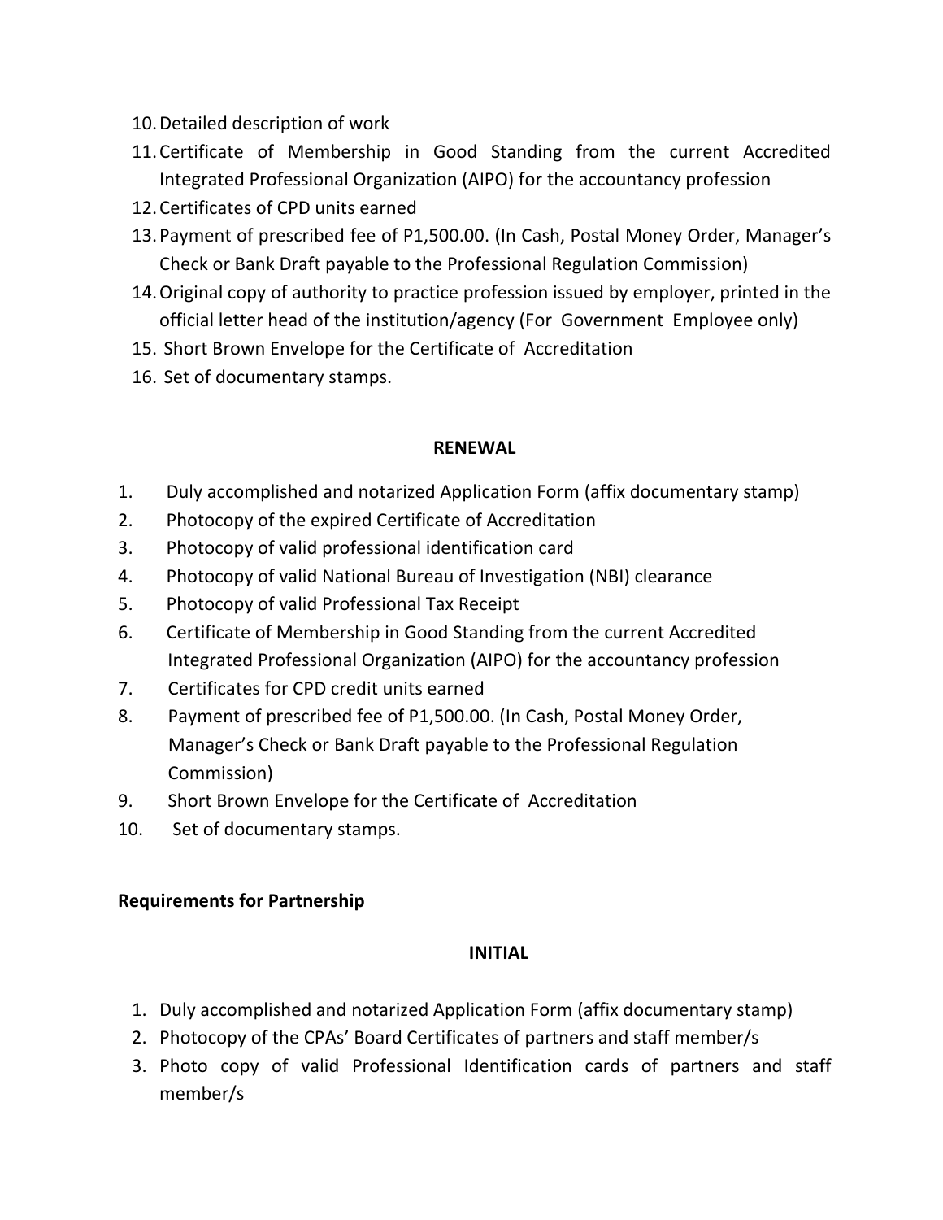10. Detailed description of work
11. Certificate of Membership in Good Standing from the current Accredited Integrated Professional Organization (AIPO) for the accountancy profession
12. Certificates of CPD units earned
13. Payment of prescribed fee of P1,500.00. (In Cash, Postal Money Order, Manager's Check or Bank Draft payable to the Professional Regulation Commission)
14. Original copy of authority to practice profession issued by employer, printed in the official letter head of the institution/agency (For Government Employee only)
15. Short Brown Envelope for the Certificate of Accreditation
16. Set of documentary stamps.

**RENEWAL**

1. Duly accomplished and notarized Application Form (affix documentary stamp)
2. Photocopy of the expired Certificate of Accreditation
3. Photocopy of valid professional identification card
4. Photocopy of valid National Bureau of Investigation (NBI) clearance
5. Photocopy of valid Professional Tax Receipt
6. Certificate of Membership in Good Standing from the current Accredited Integrated Professional Organization (AIPO) for the accountancy profession
7. Certificates for CPD credit units earned
8. Payment of prescribed fee of P1,500.00. (In Cash, Postal Money Order, Manager's Check or Bank Draft payable to the Professional Regulation Commission)
9. Short Brown Envelope for the Certificate of Accreditation
10. Set of documentary stamps.

**Requirements for Partnership**

**INITIAL**

1. Duly accomplished and notarized Application Form (affix documentary stamp)
2. Photocopy of the CPAs' Board Certificates of partners and staff member/s
3. Photo copy of valid Professional Identification cards of partners and staff member/s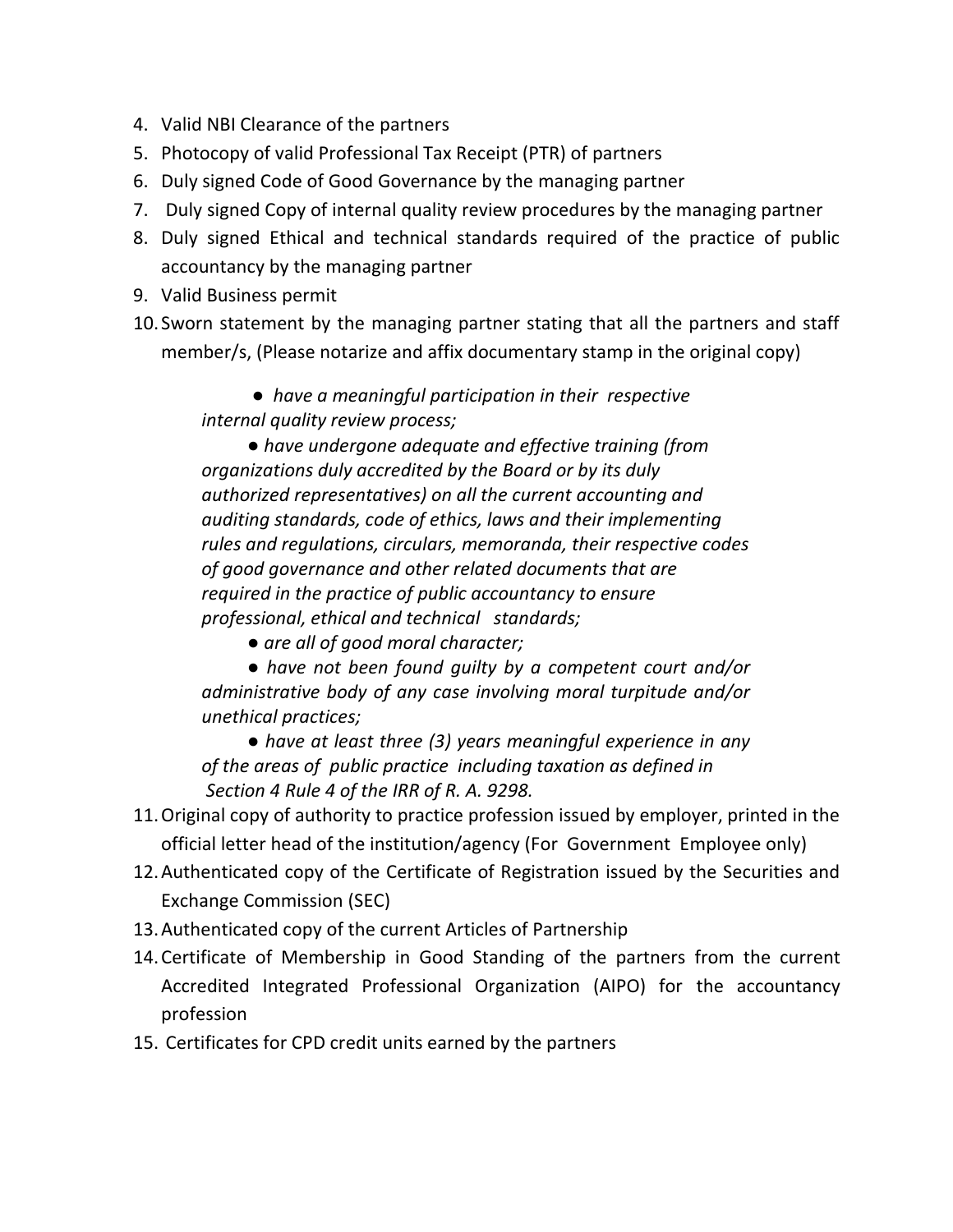4. Valid NBI Clearance of the partners
5. Photocopy of valid Professional Tax Receipt (PTR) of partners
6. Duly signed Code of Good Governance by the managing partner
7. Duly signed Copy of internal quality review procedures by the managing partner
8. Duly signed Ethical and technical standards required of the practice of public accountancy by the managing partner
9. Valid Business permit
10. Sworn statement by the managing partner stating that all the partners and staff member/s, (Please notarize and affix documentary stamp in the original copy)

    ● *have a meaningful participation in their respective internal quality review process;*

    ● *have undergone adequate and effective training (from organizations duly accredited by the Board or by its duly authorized representatives) on all the current accounting and auditing standards, code of ethics, laws and their implementing rules and regulations, circulars, memoranda, their respective codes of good governance and other related documents that are required in the practice of public accountancy to ensure professional, ethical and technical standards;*

    ● *are all of good moral character;*

    ● *have not been found guilty by a competent court and/or administrative body of any case involving moral turpitude and/or unethical practices;*

    ● *have at least three (3) years meaningful experience in any of the areas of public practice including taxation as defined in Section 4 Rule 4 of the IRR of R. A. 9298.*

11. Original copy of authority to practice profession issued by employer, printed in the official letter head of the institution/agency (For Government Employee only)
12. Authenticated copy of the Certificate of Registration issued by the Securities and Exchange Commission (SEC)
13. Authenticated copy of the current Articles of Partnership
14. Certificate of Membership in Good Standing of the partners from the current Accredited Integrated Professional Organization (AIPO) for the accountancy profession
15. Certificates for CPD credit units earned by the partners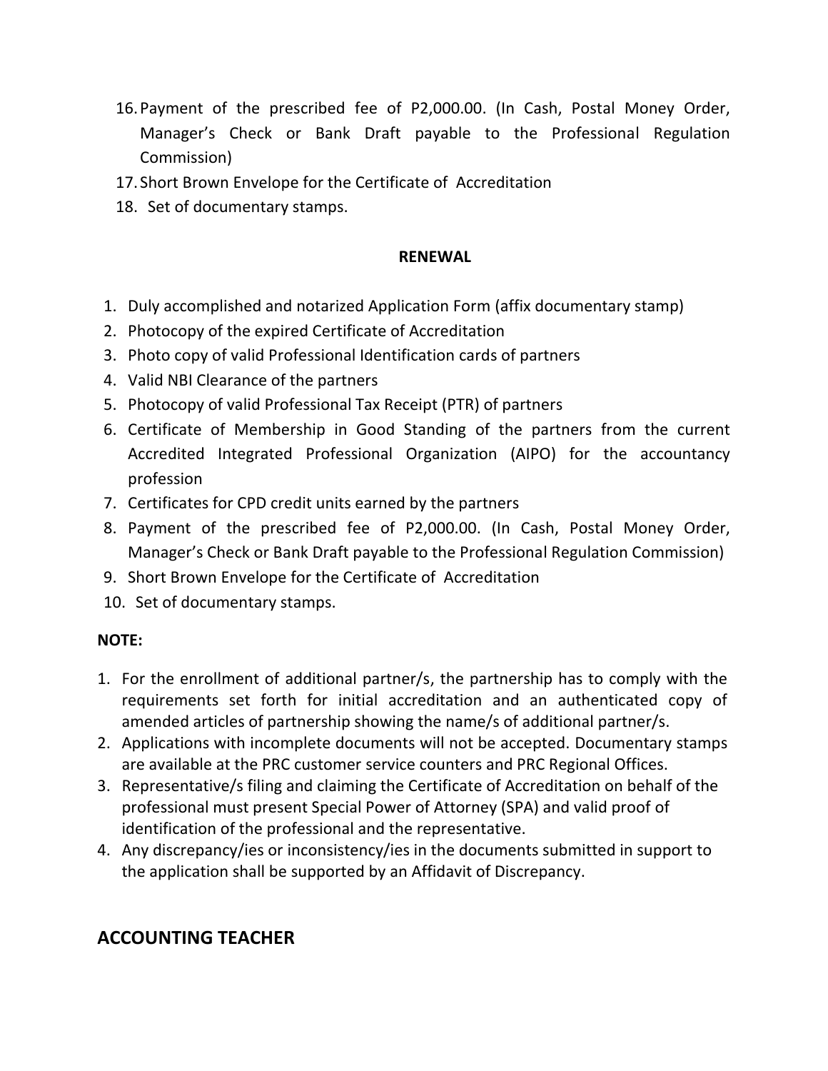16. Payment of the prescribed fee of P2,000.00. (In Cash, Postal Money Order, Manager's Check or Bank Draft payable to the Professional Regulation Commission)
17. Short Brown Envelope for the Certificate of Accreditation
18. Set of documentary stamps.

**RENEWAL**

1. Duly accomplished and notarized Application Form (affix documentary stamp)
2. Photocopy of the expired Certificate of Accreditation
3. Photo copy of valid Professional Identification cards of partners
4. Valid NBI Clearance of the partners
5. Photocopy of valid Professional Tax Receipt (PTR) of partners
6. Certificate of Membership in Good Standing of the partners from the current Accredited Integrated Professional Organization (AIPO) for the accountancy profession
7. Certificates for CPD credit units earned by the partners
8. Payment of the prescribed fee of P2,000.00. (In Cash, Postal Money Order, Manager's Check or Bank Draft payable to the Professional Regulation Commission)
9. Short Brown Envelope for the Certificate of Accreditation
10. Set of documentary stamps.

**NOTE:**

1. For the enrollment of additional partner/s, the partnership has to comply with the requirements set forth for initial accreditation and an authenticated copy of amended articles of partnership showing the name/s of additional partner/s.
2. Applications with incomplete documents will not be accepted. Documentary stamps are available at the PRC customer service counters and PRC Regional Offices.
3. Representative/s filing and claiming the Certificate of Accreditation on behalf of the professional must present Special Power of Attorney (SPA) and valid proof of identification of the professional and the representative.
4. Any discrepancy/ies or inconsistency/ies in the documents submitted in support to the application shall be supported by an Affidavit of Discrepancy.

## ACCOUNTING TEACHER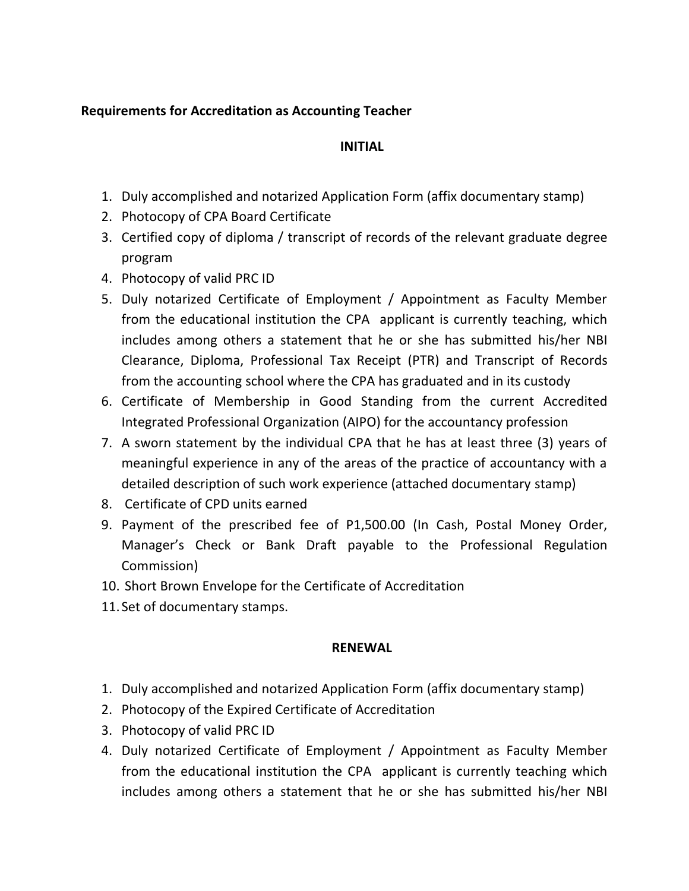**Requirements for Accreditation as Accounting Teacher**

**INITIAL**

1. Duly accomplished and notarized Application Form (affix documentary stamp)
2. Photocopy of CPA Board Certificate
3. Certified copy of diploma / transcript of records of the relevant graduate degree program
4. Photocopy of valid PRC ID
5. Duly notarized Certificate of Employment / Appointment as Faculty Member from the educational institution the CPA applicant is currently teaching, which includes among others a statement that he or she has submitted his/her NBI Clearance, Diploma, Professional Tax Receipt (PTR) and Transcript of Records from the accounting school where the CPA has graduated and in its custody
6. Certificate of Membership in Good Standing from the current Accredited Integrated Professional Organization (AIPO) for the accountancy profession
7. A sworn statement by the individual CPA that he has at least three (3) years of meaningful experience in any of the areas of the practice of accountancy with a detailed description of such work experience (attached documentary stamp)
8. Certificate of CPD units earned
9. Payment of the prescribed fee of P1,500.00 (In Cash, Postal Money Order, Manager's Check or Bank Draft payable to the Professional Regulation Commission)
10. Short Brown Envelope for the Certificate of Accreditation
11. Set of documentary stamps.

**RENEWAL**

1. Duly accomplished and notarized Application Form (affix documentary stamp)
2. Photocopy of the Expired Certificate of Accreditation
3. Photocopy of valid PRC ID
4. Duly notarized Certificate of Employment / Appointment as Faculty Member from the educational institution the CPA applicant is currently teaching which includes among others a statement that he or she has submitted his/her NBI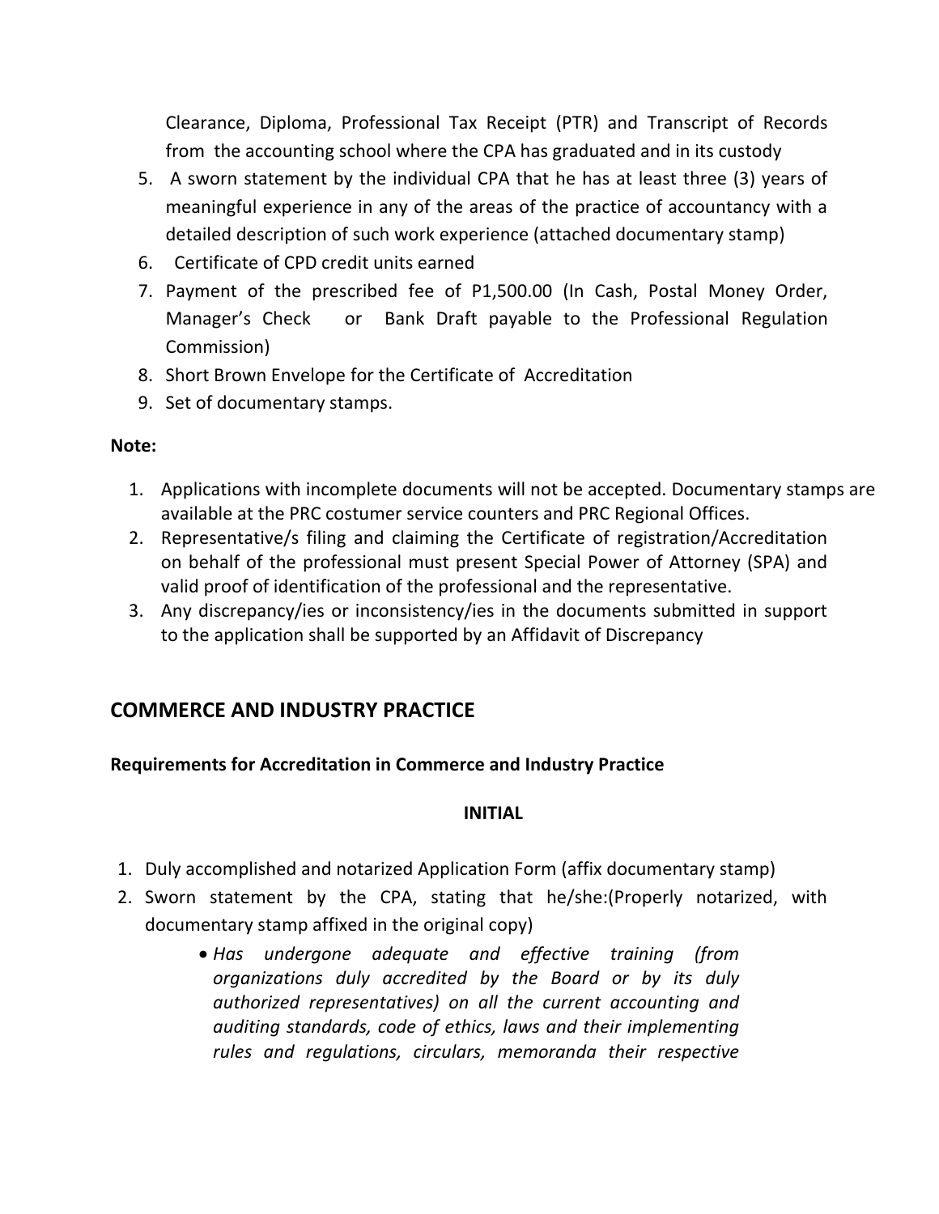Clearance, Diploma, Professional Tax Receipt (PTR) and Transcript of Records from the accounting school where the CPA has graduated and in its custody

5. A sworn statement by the individual CPA that he has at least three (3) years of meaningful experience in any of the areas of the practice of accountancy with a detailed description of such work experience (attached documentary stamp)
6. Certificate of CPD credit units earned
7. Payment of the prescribed fee of P1,500.00 (In Cash, Postal Money Order, Manager's Check or Bank Draft payable to the Professional Regulation Commission)
8. Short Brown Envelope for the Certificate of Accreditation
9. Set of documentary stamps.

**Note:**

1. Applications with incomplete documents will not be accepted. Documentary stamps are available at the PRC costumer service counters and PRC Regional Offices.
2. Representative/s filing and claiming the Certificate of registration/Accreditation on behalf of the professional must present Special Power of Attorney (SPA) and valid proof of identification of the professional and the representative.
3. Any discrepancy/ies or inconsistency/ies in the documents submitted in support to the application shall be supported by an Affidavit of Discrepancy

## COMMERCE AND INDUSTRY PRACTICE

**Requirements for Accreditation in Commerce and Industry Practice**

**INITIAL**

1. Duly accomplished and notarized Application Form (affix documentary stamp)
2. Sworn statement by the CPA, stating that he/she:(Properly notarized, with documentary stamp affixed in the original copy)
   - *Has undergone adequate and effective training (from organizations duly accredited by the Board or by its duly authorized representatives) on all the current accounting and auditing standards, code of ethics, laws and their implementing rules and regulations, circulars, memoranda their respective*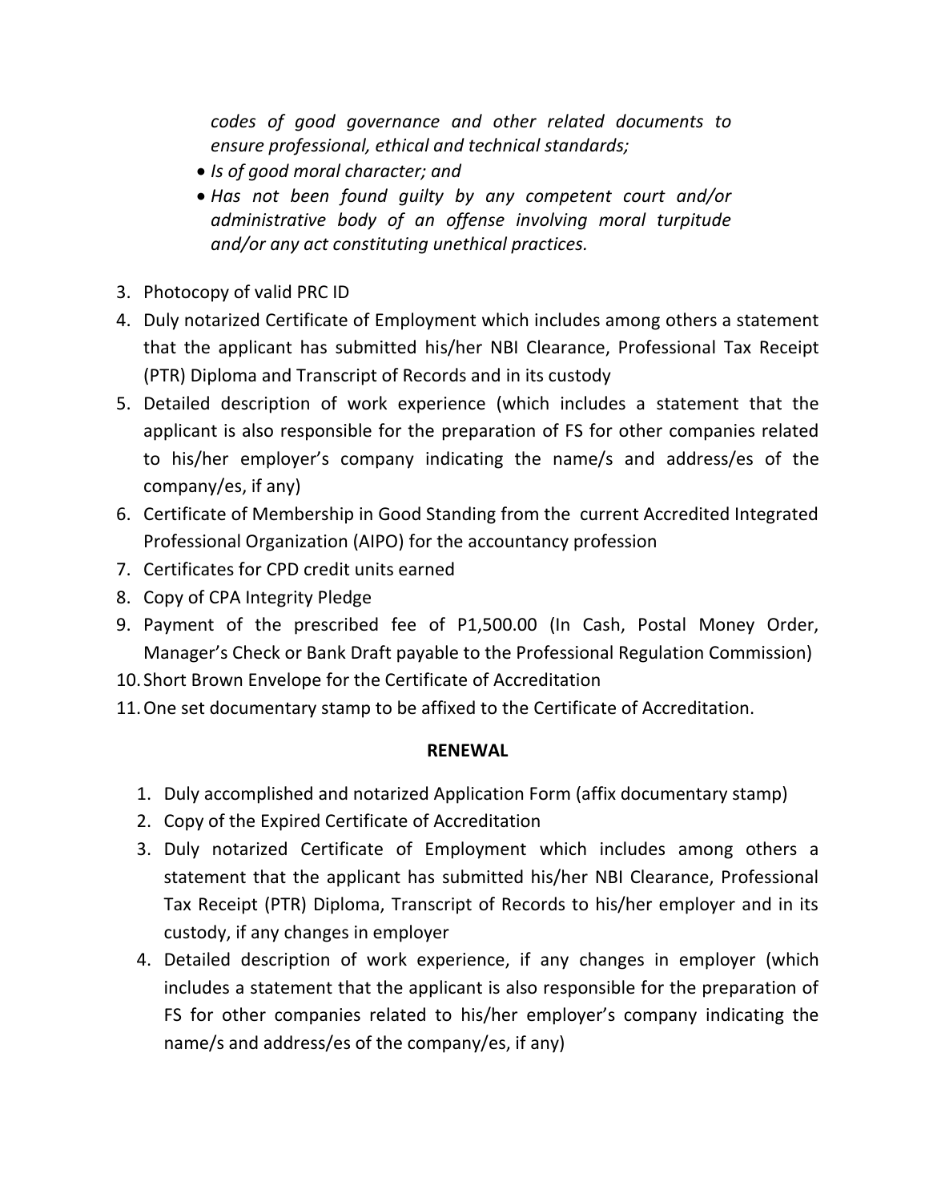*codes of good governance and other related documents to ensure professional, ethical and technical standards;*

- *Is of good moral character; and*
- *Has not been found guilty by any competent court and/or administrative body of an offense involving moral turpitude and/or any act constituting unethical practices.*

3. Photocopy of valid PRC ID
4. Duly notarized Certificate of Employment which includes among others a statement that the applicant has submitted his/her NBI Clearance, Professional Tax Receipt (PTR) Diploma and Transcript of Records and in its custody
5. Detailed description of work experience (which includes a statement that the applicant is also responsible for the preparation of FS for other companies related to his/her employer's company indicating the name/s and address/es of the company/es, if any)
6. Certificate of Membership in Good Standing from the current Accredited Integrated Professional Organization (AIPO) for the accountancy profession
7. Certificates for CPD credit units earned
8. Copy of CPA Integrity Pledge
9. Payment of the prescribed fee of P1,500.00 (In Cash, Postal Money Order, Manager's Check or Bank Draft payable to the Professional Regulation Commission)
10. Short Brown Envelope for the Certificate of Accreditation
11. One set documentary stamp to be affixed to the Certificate of Accreditation.

**RENEWAL**

1. Duly accomplished and notarized Application Form (affix documentary stamp)
2. Copy of the Expired Certificate of Accreditation
3. Duly notarized Certificate of Employment which includes among others a statement that the applicant has submitted his/her NBI Clearance, Professional Tax Receipt (PTR) Diploma, Transcript of Records to his/her employer and in its custody, if any changes in employer
4. Detailed description of work experience, if any changes in employer (which includes a statement that the applicant is also responsible for the preparation of FS for other companies related to his/her employer's company indicating the name/s and address/es of the company/es, if any)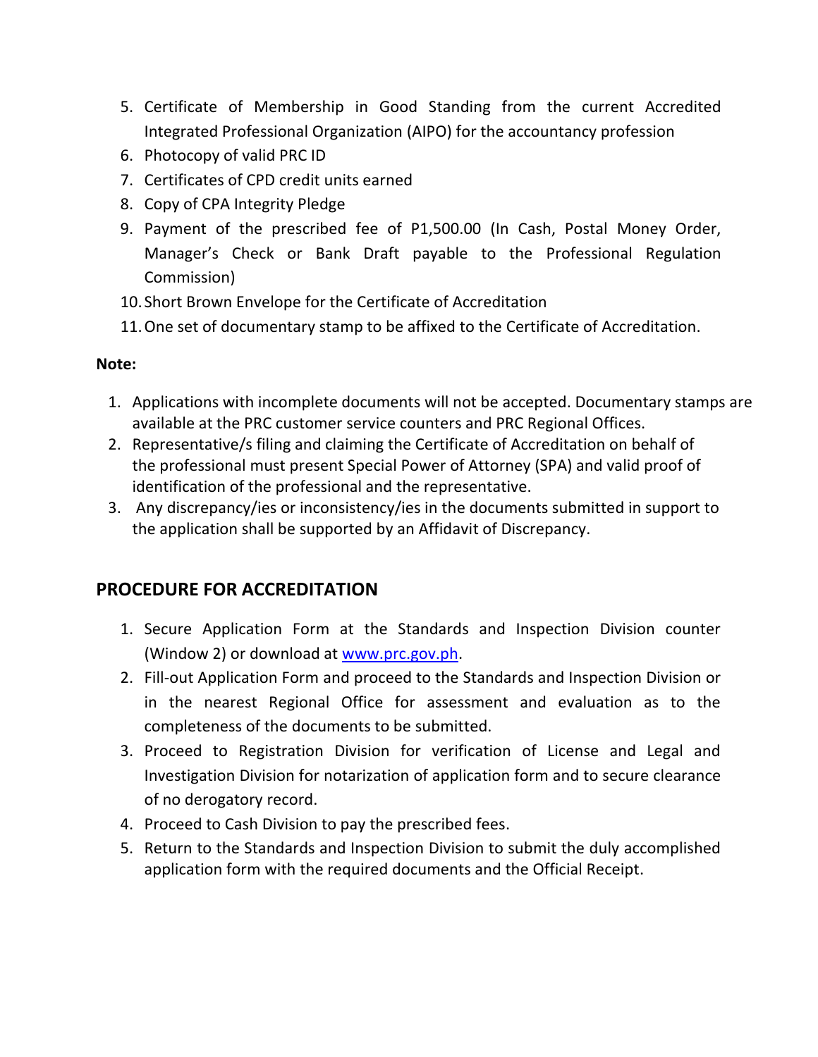5. Certificate of Membership in Good Standing from the current Accredited Integrated Professional Organization (AIPO) for the accountancy profession
6. Photocopy of valid PRC ID
7. Certificates of CPD credit units earned
8. Copy of CPA Integrity Pledge
9. Payment of the prescribed fee of P1,500.00 (In Cash, Postal Money Order, Manager's Check or Bank Draft payable to the Professional Regulation Commission)
10. Short Brown Envelope for the Certificate of Accreditation
11. One set of documentary stamp to be affixed to the Certificate of Accreditation.

**Note:**

1. Applications with incomplete documents will not be accepted. Documentary stamps are available at the PRC customer service counters and PRC Regional Offices.
2. Representative/s filing and claiming the Certificate of Accreditation on behalf of the professional must present Special Power of Attorney (SPA) and valid proof of identification of the professional and the representative.
3. Any discrepancy/ies or inconsistency/ies in the documents submitted in support to the application shall be supported by an Affidavit of Discrepancy.

## PROCEDURE FOR ACCREDITATION

1. Secure Application Form at the Standards and Inspection Division counter (Window 2) or download at www.prc.gov.ph.
2. Fill-out Application Form and proceed to the Standards and Inspection Division or in the nearest Regional Office for assessment and evaluation as to the completeness of the documents to be submitted.
3. Proceed to Registration Division for verification of License and Legal and Investigation Division for notarization of application form and to secure clearance of no derogatory record.
4. Proceed to Cash Division to pay the prescribed fees.
5. Return to the Standards and Inspection Division to submit the duly accomplished application form with the required documents and the Official Receipt.